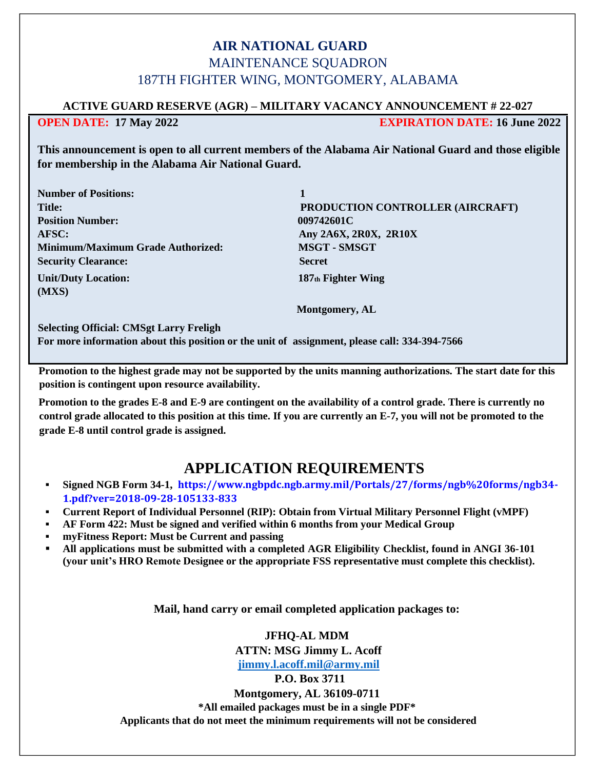# AIR NATIONAL GUARD

MAINTENANCE SQUADRON

187TH FIGHTER WING, MONTGOMERY, ALABAMA

**ACTIVE GUARD RESERVE (AGR) – MILITARY VACANCY ANNOUNCEMENT # 22-027**

**OPEN DATE: 17 May 2022** **EXPIRATION DATE: 16 June 2022**

**This announcement is open to all current members of the Alabama Air National Guard and those eligible for membership in the Alabama Air National Guard.**

| | |
|---|---|
| **Number of Positions:** | **1** |
| **Title:** | **PRODUCTION CONTROLLER (AIRCRAFT)** |
| **Position Number:** | **009742601C** |
| **AFSC:** | **Any 2A6X, 2R0X, 2R10X** |
| **Minimum/Maximum Grade Authorized:** | **MSGT - SMSGT** |
| **Security Clearance:** | **Secret** |
| **Unit/Duty Location: (MXS)** | **187th Fighter Wing Montgomery, AL** |

**Selecting Official: CMSgt Larry Freligh**

**For more information about this position or the unit of assignment, please call: 334-394-7566**

**Promotion to the highest grade may not be supported by the units manning authorizations. The start date for this position is contingent upon resource availability.**

**Promotion to the grades E-8 and E-9 are contingent on the availability of a control grade. There is currently no control grade allocated to this position at this time. If you are currently an E-7, you will not be promoted to the grade E-8 until control grade is assigned.**

## APPLICATION REQUIREMENTS

- **Signed NGB Form 34-1, https://www.ngbpdc.ngb.army.mil/Portals/27/forms/ngb%20forms/ngb34-1.pdf?ver=2018-09-28-105133-833**
- **Current Report of Individual Personnel (RIP): Obtain from Virtual Military Personnel Flight (vMPF)**
- **AF Form 422: Must be signed and verified within 6 months from your Medical Group**
- **myFitness Report: Must be Current and passing**
- **All applications must be submitted with a completed AGR Eligibility Checklist, found in ANGI 36-101 (your unit's HRO Remote Designee or the appropriate FSS representative must complete this checklist).**

**Mail, hand carry or email completed application packages to:**

**JFHQ-AL MDM**

**ATTN: MSG Jimmy L. Acoff**

**jimmy.l.acoff.mil@army.mil**

**P.O. Box 3711**

**Montgomery, AL 36109-0711**

**\*All emailed packages must be in a single PDF\***

**Applicants that do not meet the minimum requirements will not be considered**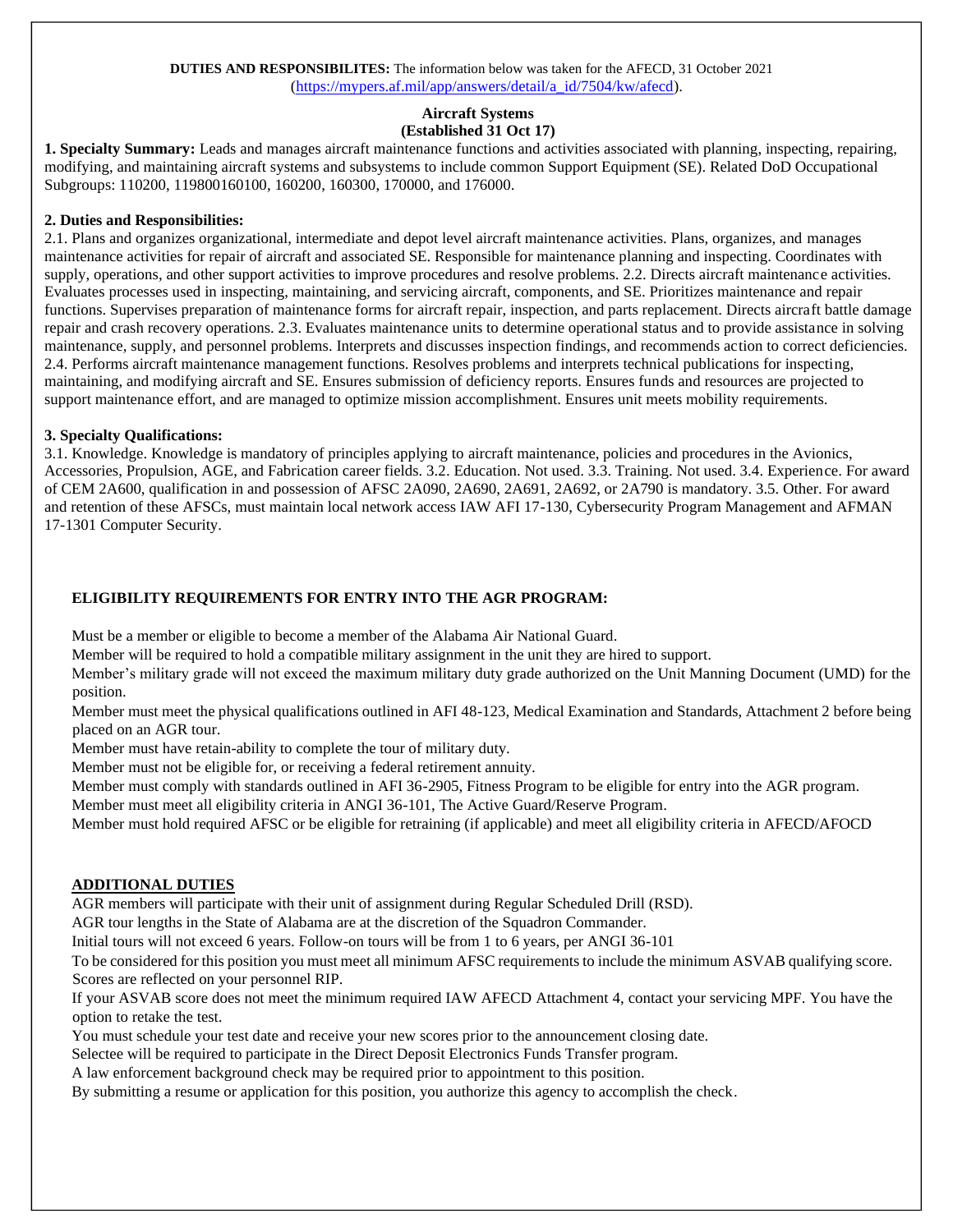**DUTIES AND RESPONSIBILITES:** The information below was taken for the AFECD, 31 October 2021 (https://mypers.af.mil/app/answers/detail/a_id/7504/kw/afecd).

**Aircraft Systems**
**(Established 31 Oct 17)**

**1. Specialty Summary:** Leads and manages aircraft maintenance functions and activities associated with planning, inspecting, repairing, modifying, and maintaining aircraft systems and subsystems to include common Support Equipment (SE). Related DoD Occupational Subgroups: 110200, 119800160100, 160200, 160300, 170000, and 176000.

**2. Duties and Responsibilities:**
2.1. Plans and organizes organizational, intermediate and depot level aircraft maintenance activities. Plans, organizes, and manages maintenance activities for repair of aircraft and associated SE. Responsible for maintenance planning and inspecting. Coordinates with supply, operations, and other support activities to improve procedures and resolve problems. 2.2. Directs aircraft maintenance activities. Evaluates processes used in inspecting, maintaining, and servicing aircraft, components, and SE. Prioritizes maintenance and repair functions. Supervises preparation of maintenance forms for aircraft repair, inspection, and parts replacement. Directs aircraft battle damage repair and crash recovery operations. 2.3. Evaluates maintenance units to determine operational status and to provide assistance in solving maintenance, supply, and personnel problems. Interprets and discusses inspection findings, and recommends action to correct deficiencies. 2.4. Performs aircraft maintenance management functions. Resolves problems and interprets technical publications for inspecting, maintaining, and modifying aircraft and SE. Ensures submission of deficiency reports. Ensures funds and resources are projected to support maintenance effort, and are managed to optimize mission accomplishment. Ensures unit meets mobility requirements.

**3. Specialty Qualifications:**
3.1. Knowledge. Knowledge is mandatory of principles applying to aircraft maintenance, policies and procedures in the Avionics, Accessories, Propulsion, AGE, and Fabrication career fields. 3.2. Education. Not used. 3.3. Training. Not used. 3.4. Experience. For award of CEM 2A600, qualification in and possession of AFSC 2A090, 2A690, 2A691, 2A692, or 2A790 is mandatory. 3.5. Other. For award and retention of these AFSCs, must maintain local network access IAW AFI 17-130, Cybersecurity Program Management and AFMAN 17-1301 Computer Security.

**ELIGIBILITY REQUIREMENTS FOR ENTRY INTO THE AGR PROGRAM:**

Must be a member or eligible to become a member of the Alabama Air National Guard.
Member will be required to hold a compatible military assignment in the unit they are hired to support.
Member's military grade will not exceed the maximum military duty grade authorized on the Unit Manning Document (UMD) for the position.
Member must meet the physical qualifications outlined in AFI 48-123, Medical Examination and Standards, Attachment 2 before being placed on an AGR tour.
Member must have retain-ability to complete the tour of military duty.
Member must not be eligible for, or receiving a federal retirement annuity.
Member must comply with standards outlined in AFI 36-2905, Fitness Program to be eligible for entry into the AGR program.
Member must meet all eligibility criteria in ANGI 36-101, The Active Guard/Reserve Program.
Member must hold required AFSC or be eligible for retraining (if applicable) and meet all eligibility criteria in AFECD/AFOCD

**ADDITIONAL DUTIES**

AGR members will participate with their unit of assignment during Regular Scheduled Drill (RSD).
AGR tour lengths in the State of Alabama are at the discretion of the Squadron Commander.
Initial tours will not exceed 6 years. Follow-on tours will be from 1 to 6 years, per ANGI 36-101
To be considered for this position you must meet all minimum AFSC requirements to include the minimum ASVAB qualifying score. Scores are reflected on your personnel RIP.
If your ASVAB score does not meet the minimum required IAW AFECD Attachment 4, contact your servicing MPF. You have the option to retake the test.
You must schedule your test date and receive your new scores prior to the announcement closing date.
Selectee will be required to participate in the Direct Deposit Electronics Funds Transfer program.
A law enforcement background check may be required prior to appointment to this position.
By submitting a resume or application for this position, you authorize this agency to accomplish the check.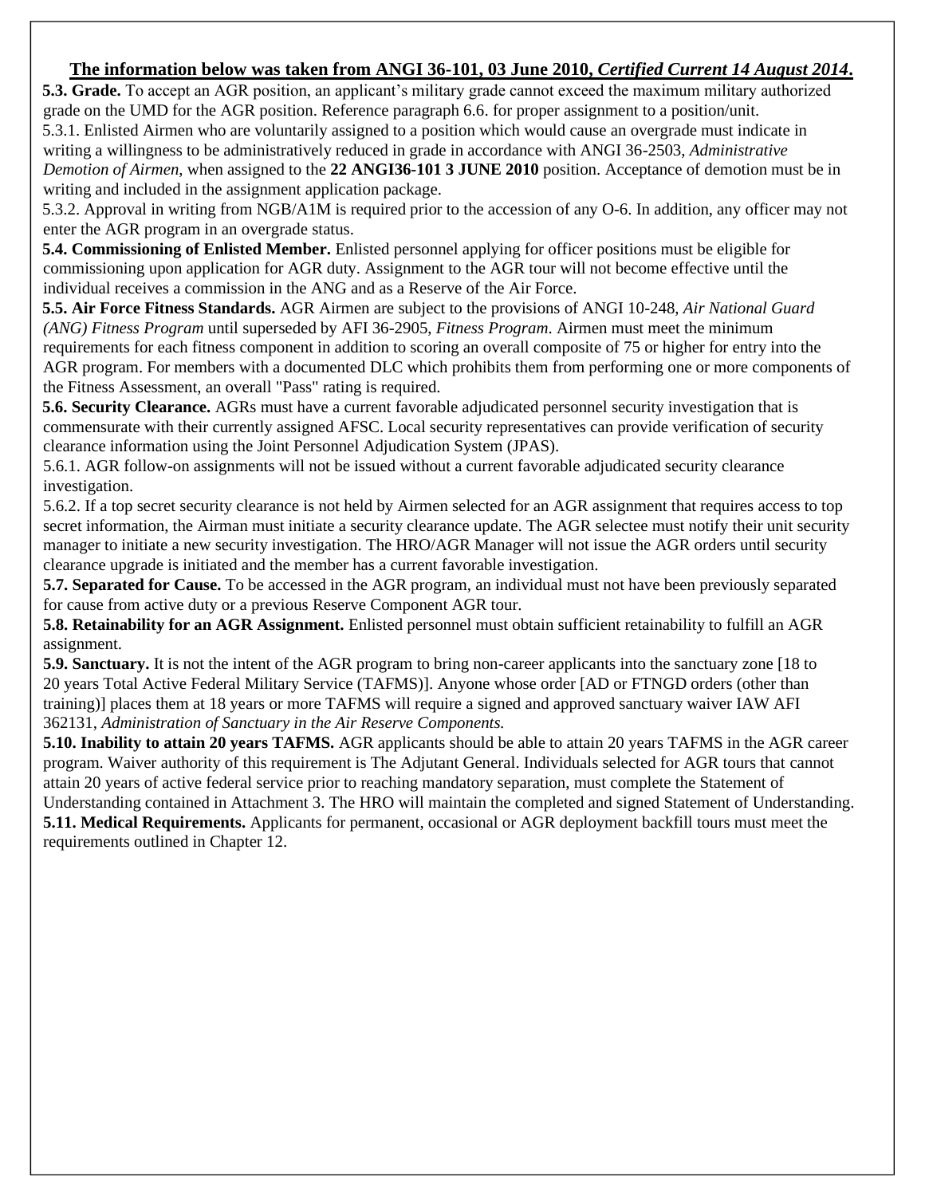## The information below was taken from ANGI 36-101, 03 June 2010, *Certified Current 14 August 2014*.

**5.3. Grade.** To accept an AGR position, an applicant's military grade cannot exceed the maximum military authorized grade on the UMD for the AGR position. Reference paragraph 6.6. for proper assignment to a position/unit.

5.3.1. Enlisted Airmen who are voluntarily assigned to a position which would cause an overgrade must indicate in writing a willingness to be administratively reduced in grade in accordance with ANGI 36-2503, *Administrative Demotion of Airmen*, when assigned to the **22 ANGI36-101 3 JUNE 2010** position. Acceptance of demotion must be in writing and included in the assignment application package.

5.3.2. Approval in writing from NGB/A1M is required prior to the accession of any O-6. In addition, any officer may not enter the AGR program in an overgrade status.

**5.4. Commissioning of Enlisted Member.** Enlisted personnel applying for officer positions must be eligible for commissioning upon application for AGR duty. Assignment to the AGR tour will not become effective until the individual receives a commission in the ANG and as a Reserve of the Air Force.

**5.5. Air Force Fitness Standards.** AGR Airmen are subject to the provisions of ANGI 10-248, *Air National Guard (ANG) Fitness Program* until superseded by AFI 36-2905, *Fitness Program*. Airmen must meet the minimum requirements for each fitness component in addition to scoring an overall composite of 75 or higher for entry into the AGR program. For members with a documented DLC which prohibits them from performing one or more components of the Fitness Assessment, an overall "Pass" rating is required.

**5.6. Security Clearance.** AGRs must have a current favorable adjudicated personnel security investigation that is commensurate with their currently assigned AFSC. Local security representatives can provide verification of security clearance information using the Joint Personnel Adjudication System (JPAS).

5.6.1. AGR follow-on assignments will not be issued without a current favorable adjudicated security clearance investigation.

5.6.2. If a top secret security clearance is not held by Airmen selected for an AGR assignment that requires access to top secret information, the Airman must initiate a security clearance update. The AGR selectee must notify their unit security manager to initiate a new security investigation. The HRO/AGR Manager will not issue the AGR orders until security clearance upgrade is initiated and the member has a current favorable investigation.

**5.7. Separated for Cause.** To be accessed in the AGR program, an individual must not have been previously separated for cause from active duty or a previous Reserve Component AGR tour.

**5.8. Retainability for an AGR Assignment.** Enlisted personnel must obtain sufficient retainability to fulfill an AGR assignment.

**5.9. Sanctuary.** It is not the intent of the AGR program to bring non-career applicants into the sanctuary zone [18 to 20 years Total Active Federal Military Service (TAFMS)]. Anyone whose order [AD or FTNGD orders (other than training)] places them at 18 years or more TAFMS will require a signed and approved sanctuary waiver IAW AFI 362131, *Administration of Sanctuary in the Air Reserve Components.*

**5.10. Inability to attain 20 years TAFMS.** AGR applicants should be able to attain 20 years TAFMS in the AGR career program. Waiver authority of this requirement is The Adjutant General. Individuals selected for AGR tours that cannot attain 20 years of active federal service prior to reaching mandatory separation, must complete the Statement of Understanding contained in Attachment 3. The HRO will maintain the completed and signed Statement of Understanding.

**5.11. Medical Requirements.** Applicants for permanent, occasional or AGR deployment backfill tours must meet the requirements outlined in Chapter 12.